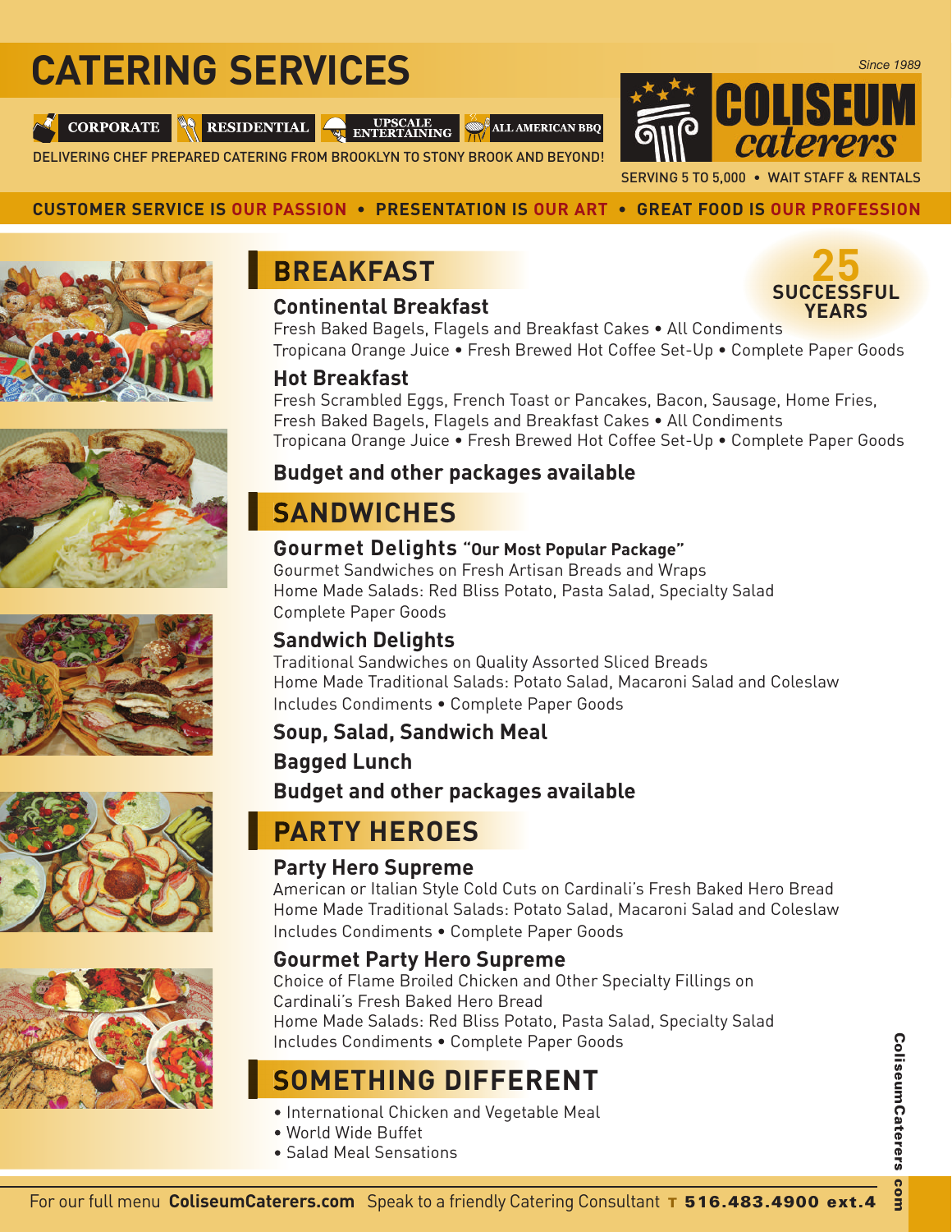# CATERING SERVICES

CORPORATE | RESIDENTIAL | UPSCALE ENTERTAINING | ALL AMERICAN BBQ

DELIVERING CHEF PREPARED CATERING FROM BROOKLYN TO STONY BROOK AND BEYOND!

*Since 1989*

**COLISEUM caterers**

SERVING 5 TO 5,000 • WAIT STAFF & RENTALS

**CUSTOMER SERVICE IS OUR PASSION • PRESENTATION IS OUR ART • GREAT FOOD IS OUR PROFESSION**

**25 SUCCESSFUL YEARS**

## BREAKFAST

### Continental Breakfast

Fresh Baked Bagels, Flagels and Breakfast Cakes • All Condiments
Tropicana Orange Juice • Fresh Brewed Hot Coffee Set-Up • Complete Paper Goods

### Hot Breakfast

Fresh Scrambled Eggs, French Toast or Pancakes, Bacon, Sausage, Home Fries,
Fresh Baked Bagels, Flagels and Breakfast Cakes • All Condiments
Tropicana Orange Juice • Fresh Brewed Hot Coffee Set-Up • Complete Paper Goods

### Budget and other packages available

## SANDWICHES

### Gourmet Delights "Our Most Popular Package"

Gourmet Sandwiches on Fresh Artisan Breads and Wraps
Home Made Salads: Red Bliss Potato, Pasta Salad, Specialty Salad
Complete Paper Goods

### Sandwich Delights

Traditional Sandwiches on Quality Assorted Sliced Breads
Home Made Traditional Salads: Potato Salad, Macaroni Salad and Coleslaw
Includes Condiments • Complete Paper Goods

### Soup, Salad, Sandwich Meal

### Bagged Lunch

### Budget and other packages available

## PARTY HEROES

### Party Hero Supreme

American or Italian Style Cold Cuts on Cardinali's Fresh Baked Hero Bread
Home Made Traditional Salads: Potato Salad, Macaroni Salad and Coleslaw
Includes Condiments • Complete Paper Goods

### Gourmet Party Hero Supreme

Choice of Flame Broiled Chicken and Other Specialty Fillings on
Cardinali's Fresh Baked Hero Bread
Home Made Salads: Red Bliss Potato, Pasta Salad, Specialty Salad
Includes Condiments • Complete Paper Goods

## SOMETHING DIFFERENT

- International Chicken and Vegetable Meal
- World Wide Buffet
- Salad Meal Sensations

For our full menu **ColiseumCaterers.com** Speak to a friendly Catering Consultant **T 516.483.4900 ext.4**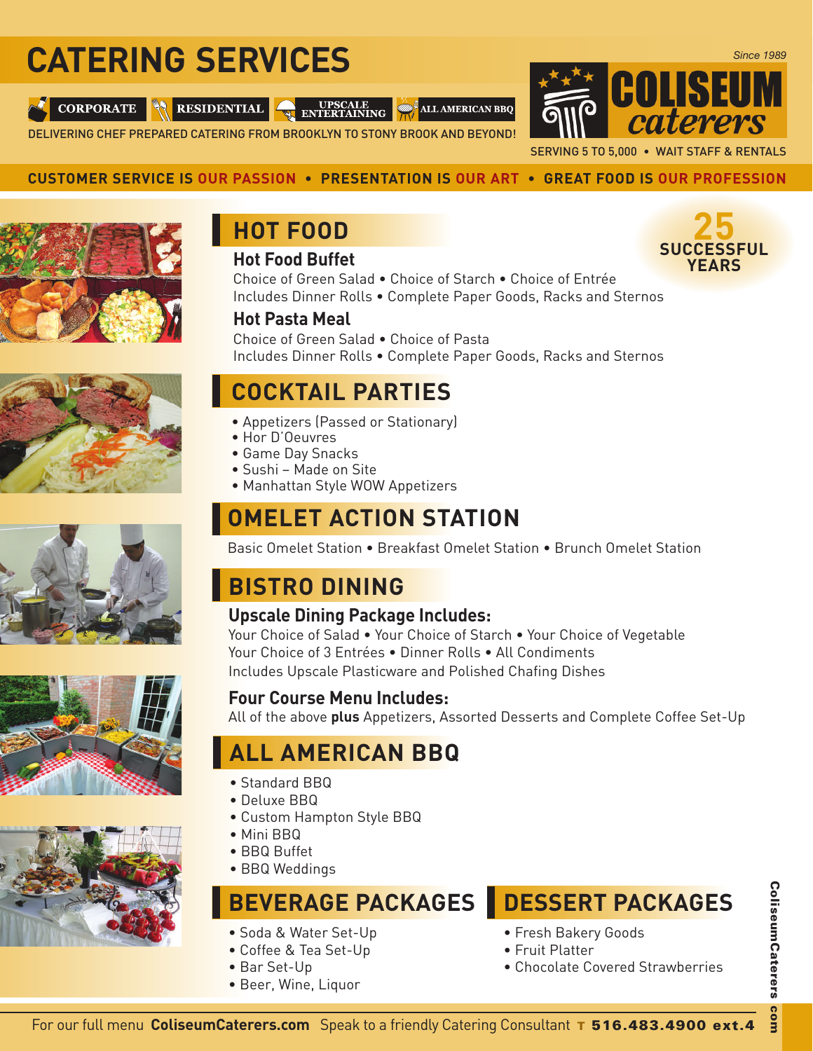# CATERING SERVICES

CORPORATE | RESIDENTIAL | UPSCALE ENTERTAINING | ALL AMERICAN BBQ

DELIVERING CHEF PREPARED CATERING FROM BROOKLYN TO STONY BROOK AND BEYOND!

*Since 1989*

**COLISEUM caterers**

SERVING 5 TO 5,000 • WAIT STAFF & RENTALS

**CUSTOMER SERVICE IS OUR PASSION • PRESENTATION IS OUR ART • GREAT FOOD IS OUR PROFESSION**

**25 SUCCESSFUL YEARS**

## HOT FOOD

### Hot Food Buffet

Choice of Green Salad • Choice of Starch • Choice of Entrée
Includes Dinner Rolls • Complete Paper Goods, Racks and Sternos

### Hot Pasta Meal

Choice of Green Salad • Choice of Pasta
Includes Dinner Rolls • Complete Paper Goods, Racks and Sternos

## COCKTAIL PARTIES

- Appetizers (Passed or Stationary)
- Hor D'Oeuvres
- Game Day Snacks
- Sushi – Made on Site
- Manhattan Style WOW Appetizers

## OMELET ACTION STATION

Basic Omelet Station • Breakfast Omelet Station • Brunch Omelet Station

## BISTRO DINING

### Upscale Dining Package Includes:

Your Choice of Salad • Your Choice of Starch • Your Choice of Vegetable
Your Choice of 3 Entrées • Dinner Rolls • All Condiments
Includes Upscale Plasticware and Polished Chafing Dishes

### Four Course Menu Includes:

All of the above **plus** Appetizers, Assorted Desserts and Complete Coffee Set-Up

## ALL AMERICAN BBQ

- Standard BBQ
- Deluxe BBQ
- Custom Hampton Style BBQ
- Mini BBQ
- BBQ Buffet
- BBQ Weddings

## BEVERAGE PACKAGES

- Soda & Water Set-Up
- Coffee & Tea Set-Up
- Bar Set-Up
- Beer, Wine, Liquor

## DESSERT PACKAGES

- Fresh Bakery Goods
- Fruit Platter
- Chocolate Covered Strawberries

ColiseumCaterers.com

For our full menu **ColiseumCaterers.com** Speak to a friendly Catering Consultant T **516.483.4900 ext.4**